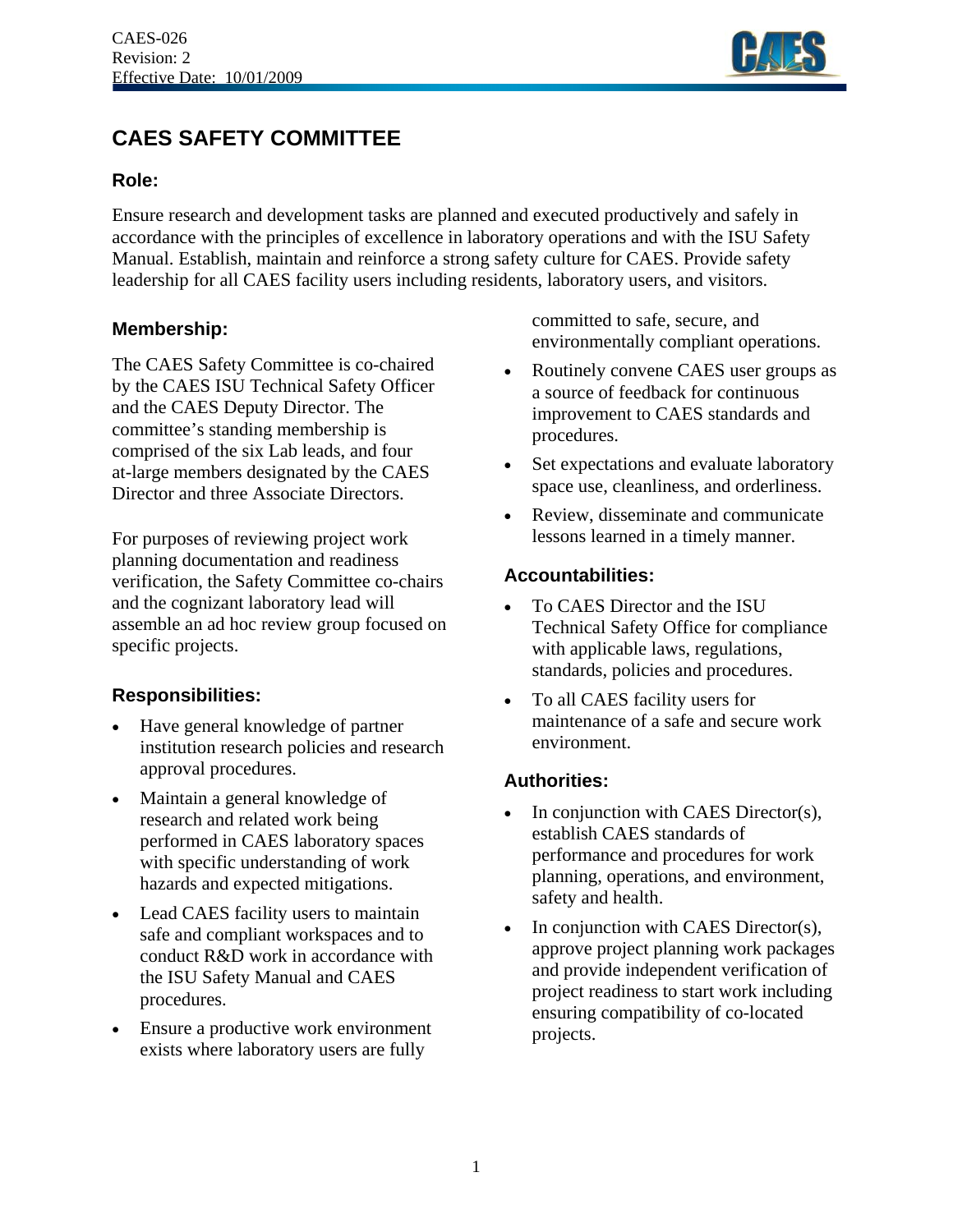# CAES SAFETY COMMITTEE

## Role:

Ensure research and development tasks are planned and executed productively and safely in accordance with the principles of excellence in laboratory operations and with the ISU Safety Manual. Establish, maintain and reinforce a strong safety culture for CAES. Provide safety leadership for all CAES facility users including residents, laboratory users, and visitors.

## Membership:

The CAES Safety Committee is co-chaired by the CAES ISU Technical Safety Officer and the CAES Deputy Director. The committee's standing membership is comprised of the six Lab leads, and four at-large members designated by the CAES Director and three Associate Directors.

For purposes of reviewing project work planning documentation and readiness verification, the Safety Committee co-chairs and the cognizant laboratory lead will assemble an ad hoc review group focused on specific projects.

## Responsibilities:

- Have general knowledge of partner institution research policies and research approval procedures.
- Maintain a general knowledge of research and related work being performed in CAES laboratory spaces with specific understanding of work hazards and expected mitigations.
- Lead CAES facility users to maintain safe and compliant workspaces and to conduct R&D work in accordance with the ISU Safety Manual and CAES procedures.
- Ensure a productive work environment exists where laboratory users are fully committed to safe, secure, and environmentally compliant operations.
- Routinely convene CAES user groups as a source of feedback for continuous improvement to CAES standards and procedures.
- Set expectations and evaluate laboratory space use, cleanliness, and orderliness.
- Review, disseminate and communicate lessons learned in a timely manner.

## Accountabilities:

- To CAES Director and the ISU Technical Safety Office for compliance with applicable laws, regulations, standards, policies and procedures.
- To all CAES facility users for maintenance of a safe and secure work environment.

## Authorities:

- In conjunction with CAES Director(s), establish CAES standards of performance and procedures for work planning, operations, and environment, safety and health.
- In conjunction with CAES Director(s), approve project planning work packages and provide independent verification of project readiness to start work including ensuring compatibility of co-located projects.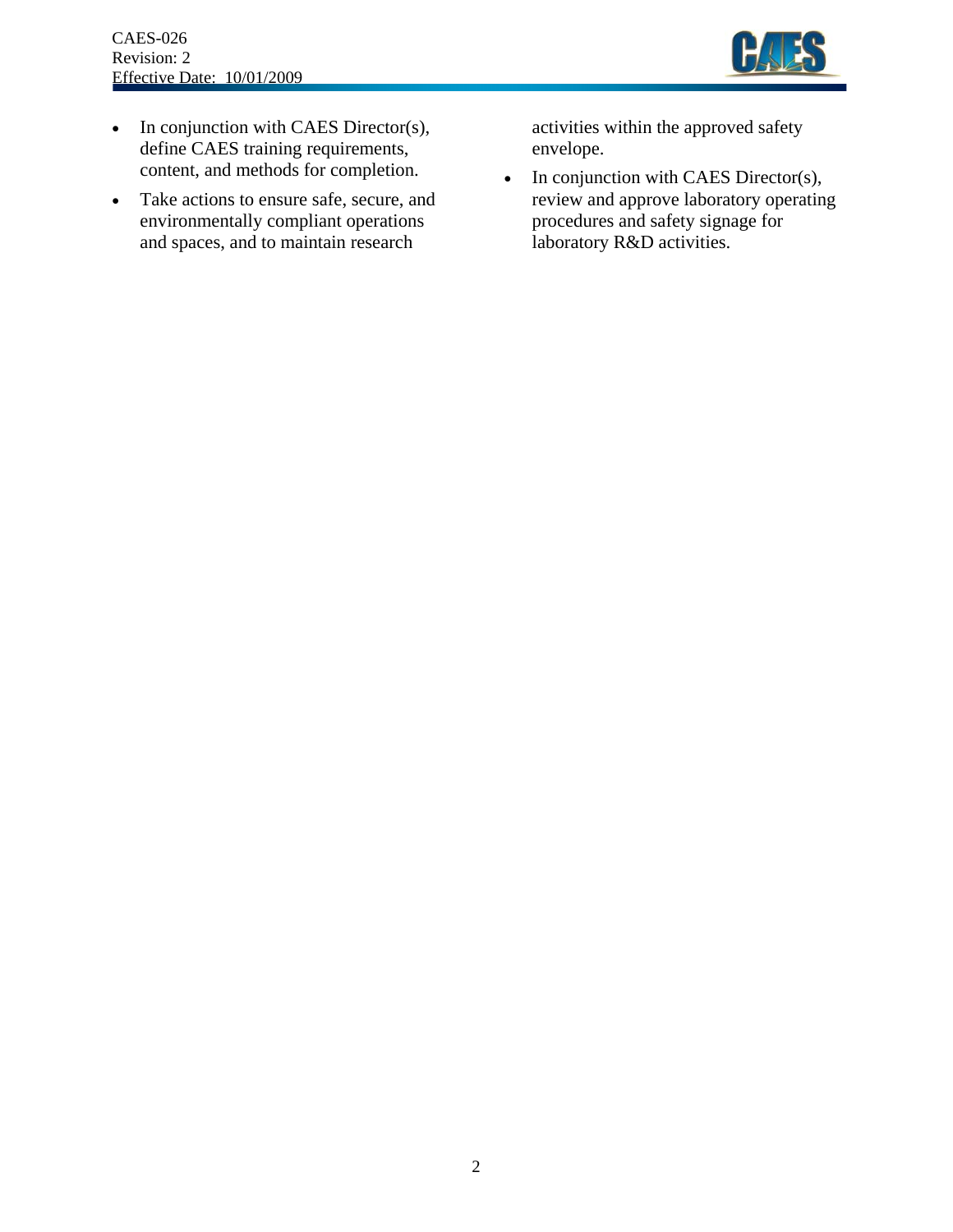- In conjunction with CAES Director(s), define CAES training requirements, content, and methods for completion.
- Take actions to ensure safe, secure, and environmentally compliant operations and spaces, and to maintain research activities within the approved safety envelope.
- In conjunction with CAES Director(s), review and approve laboratory operating procedures and safety signage for laboratory R&D activities.